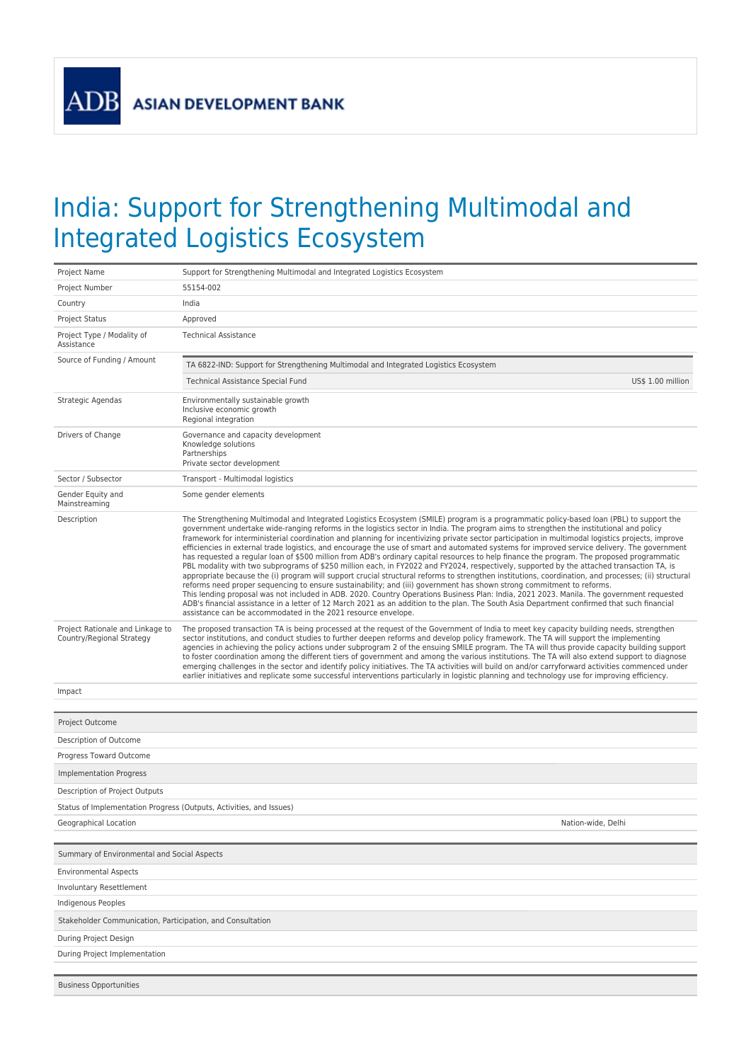ADB ASIAN DEVELOPMENT BANK

# India: Support for Strengthening Multimodal and Integrated Logistics Ecosystem

| | |
|---|---|
| Project Name | Support for Strengthening Multimodal and Integrated Logistics Ecosystem |
| Project Number | 55154-002 |
| Country | India |
| Project Status | Approved |
| Project Type / Modality of Assistance | Technical Assistance |
| Source of Funding / Amount | TA 6822-IND: Support for Strengthening Multimodal and Integrated Logistics Ecosystem<br>Technical Assistance Special Fund US$ 1.00 million |
| Strategic Agendas | Environmentally sustainable growth<br>Inclusive economic growth<br>Regional integration |
| Drivers of Change | Governance and capacity development<br>Knowledge solutions<br>Partnerships<br>Private sector development |
| Sector / Subsector | Transport - Multimodal logistics |
| Gender Equity and Mainstreaming | Some gender elements |
| Description | The Strengthening Multimodal and Integrated Logistics Ecosystem (SMILE) program is a programmatic policy-based loan (PBL) to support the government undertake wide-ranging reforms in the logistics sector in India. The program aims to strengthen the institutional and policy framework for interministerial coordination and planning for incentivizing private sector participation in multimodal logistics projects, improve efficiencies in external trade logistics, and encourage the use of smart and automated systems for improved service delivery. The government has requested a regular loan of $500 million from ADB's ordinary capital resources to help finance the program. The proposed programmatic PBL modality with two subprograms of $250 million each, in FY2022 and FY2024, respectively, supported by the attached transaction TA, is appropriate because the (i) program will support crucial structural reforms to strengthen institutions, coordination, and processes; (ii) structural reforms need proper sequencing to ensure sustainability; and (iii) government has shown strong commitment to reforms.<br>This lending proposal was not included in ADB. 2020. Country Operations Business Plan: India, 2021 2023. Manila. The government requested ADB's financial assistance in a letter of 12 March 2021 as an addition to the plan. The South Asia Department confirmed that such financial assistance can be accommodated in the 2021 resource envelope. |
| Project Rationale and Linkage to Country/Regional Strategy | The proposed transaction TA is being processed at the request of the Government of India to meet key capacity building needs, strengthen sector institutions, and conduct studies to further deepen reforms and develop policy framework. The TA will support the implementing agencies in achieving the policy actions under subprogram 2 of the ensuing SMILE program. The TA will thus provide capacity building support to foster coordination among the different tiers of government and among the various institutions. The TA will also extend support to diagnose emerging challenges in the sector and identify policy initiatives. The TA activities will build on and/or carryforward activities commenced under earlier initiatives and replicate some successful interventions particularly in logistic planning and technology use for improving efficiency. |
| Impact | |

| | |
|---|---|
| Project Outcome | |
| Description of Outcome | |
| Progress Toward Outcome | |
| Implementation Progress | |
| Description of Project Outputs | |
| Status of Implementation Progress (Outputs, Activities, and Issues) | |
| Geographical Location | Nation-wide, Delhi |

| | |
|---|---|
| Summary of Environmental and Social Aspects | |
| Environmental Aspects | |
| Involuntary Resettlement | |
| Indigenous Peoples | |
| Stakeholder Communication, Participation, and Consultation | |
| During Project Design | |
| During Project Implementation | |

| |
|---|
| Business Opportunities |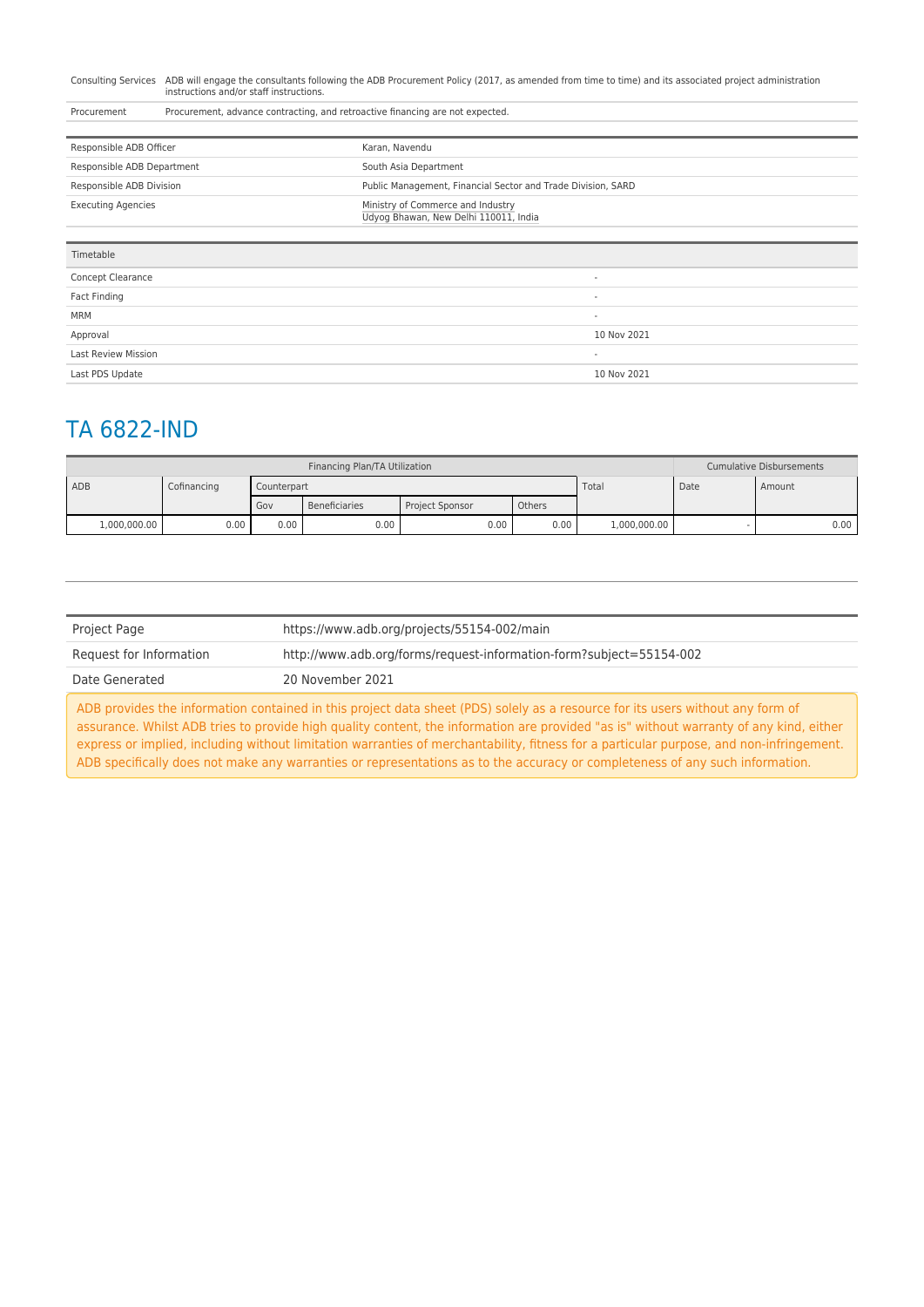| | |
|---|---|
| Consulting Services | ADB will engage the consultants following the ADB Procurement Policy (2017, as amended from time to time) and its associated project administration instructions and/or staff instructions. |
| Procurement | Procurement, advance contracting, and retroactive financing are not expected. |

| | |
|---|---|
| Responsible ADB Officer | Karan, Navendu |
| Responsible ADB Department | South Asia Department |
| Responsible ADB Division | Public Management, Financial Sector and Trade Division, SARD |
| Executing Agencies | Ministry of Commerce and Industry<br>Udyog Bhawan, New Delhi 110011, India |

| Timetable | |
|---|---|
| Concept Clearance | - |
| Fact Finding | - |
| MRM | - |
| Approval | 10 Nov 2021 |
| Last Review Mission | - |
| Last PDS Update | 10 Nov 2021 |

## TA 6822-IND

| Financing Plan/TA Utilization | | | | | | | Cumulative Disbursements | |
|---|---|---|---|---|---|---|---|---|
| ADB | Cofinancing | Counterpart | | | | Total | Date | Amount |
| | | Gov | Beneficiaries | Project Sponsor | Others | | | |
| 1,000,000.00 | 0.00 | 0.00 | 0.00 | 0.00 | 0.00 | 1,000,000.00 | - | 0.00 |

| | |
|---|---|
| Project Page | https://www.adb.org/projects/55154-002/main |
| Request for Information | http://www.adb.org/forms/request-information-form?subject=55154-002 |
| Date Generated | 20 November 2021 |

ADB provides the information contained in this project data sheet (PDS) solely as a resource for its users without any form of assurance. Whilst ADB tries to provide high quality content, the information are provided "as is" without warranty of any kind, either express or implied, including without limitation warranties of merchantability, fitness for a particular purpose, and non-infringement. ADB specifically does not make any warranties or representations as to the accuracy or completeness of any such information.